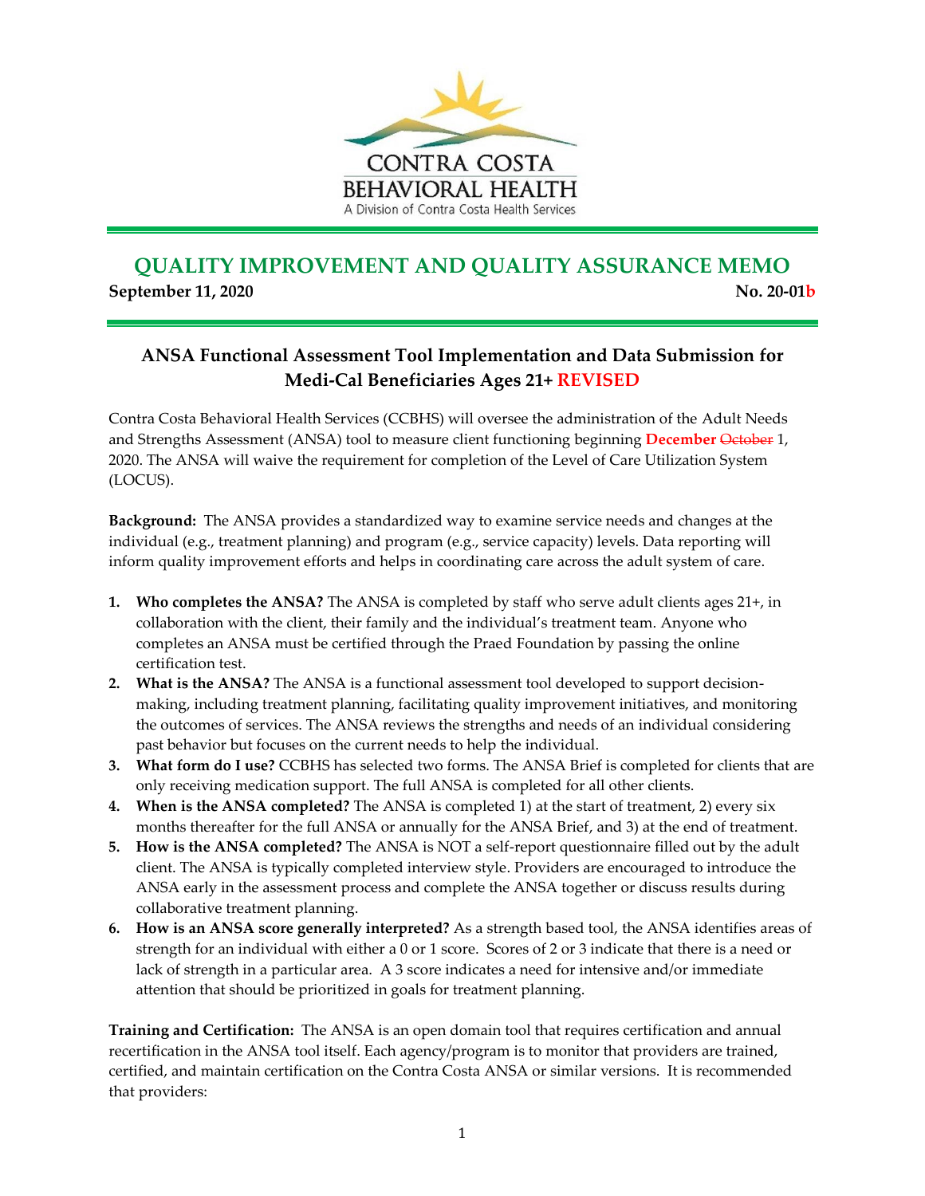CONTRA COSTA
BEHAVIORAL HEALTH
A Division of Contra Costa Health Services

# QUALITY IMPROVEMENT AND QUALITY ASSURANCE MEMO

**September 11, 2020** **No. 20-01b**

## ANSA Functional Assessment Tool Implementation and Data Submission for Medi-Cal Beneficiaries Ages 21+ REVISED

Contra Costa Behavioral Health Services (CCBHS) will oversee the administration of the Adult Needs and Strengths Assessment (ANSA) tool to measure client functioning beginning **December** ~~October~~ 1, 2020. The ANSA will waive the requirement for completion of the Level of Care Utilization System (LOCUS).

**Background:** The ANSA provides a standardized way to examine service needs and changes at the individual (e.g., treatment planning) and program (e.g., service capacity) levels. Data reporting will inform quality improvement efforts and helps in coordinating care across the adult system of care.

1. **Who completes the ANSA?** The ANSA is completed by staff who serve adult clients ages 21+, in collaboration with the client, their family and the individual's treatment team. Anyone who completes an ANSA must be certified through the Praed Foundation by passing the online certification test.
2. **What is the ANSA?** The ANSA is a functional assessment tool developed to support decision-making, including treatment planning, facilitating quality improvement initiatives, and monitoring the outcomes of services. The ANSA reviews the strengths and needs of an individual considering past behavior but focuses on the current needs to help the individual.
3. **What form do I use?** CCBHS has selected two forms. The ANSA Brief is completed for clients that are only receiving medication support. The full ANSA is completed for all other clients.
4. **When is the ANSA completed?** The ANSA is completed 1) at the start of treatment, 2) every six months thereafter for the full ANSA or annually for the ANSA Brief, and 3) at the end of treatment.
5. **How is the ANSA completed?** The ANSA is NOT a self-report questionnaire filled out by the adult client. The ANSA is typically completed interview style. Providers are encouraged to introduce the ANSA early in the assessment process and complete the ANSA together or discuss results during collaborative treatment planning.
6. **How is an ANSA score generally interpreted?** As a strength based tool, the ANSA identifies areas of strength for an individual with either a 0 or 1 score. Scores of 2 or 3 indicate that there is a need or lack of strength in a particular area. A 3 score indicates a need for intensive and/or immediate attention that should be prioritized in goals for treatment planning.

**Training and Certification:** The ANSA is an open domain tool that requires certification and annual recertification in the ANSA tool itself. Each agency/program is to monitor that providers are trained, certified, and maintain certification on the Contra Costa ANSA or similar versions. It is recommended that providers: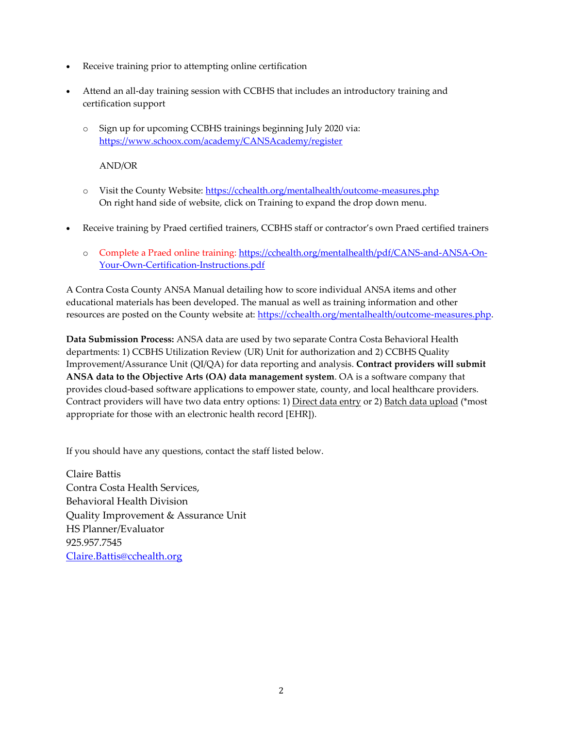- Receive training prior to attempting online certification
- Attend an all-day training session with CCBHS that includes an introductory training and certification support
  - Sign up for upcoming CCBHS trainings beginning July 2020 via: https://www.schoox.com/academy/CANSAcademy/register

    AND/OR

  - Visit the County Website: https://cchealth.org/mentalhealth/outcome-measures.php
    On right hand side of website, click on Training to expand the drop down menu.
- Receive training by Praed certified trainers, CCBHS staff or contractor's own Praed certified trainers
  - Complete a Praed online training: https://cchealth.org/mentalhealth/pdf/CANS-and-ANSA-On-Your-Own-Certification-Instructions.pdf

A Contra Costa County ANSA Manual detailing how to score individual ANSA items and other educational materials has been developed. The manual as well as training information and other resources are posted on the County website at: https://cchealth.org/mentalhealth/outcome-measures.php.

**Data Submission Process:** ANSA data are used by two separate Contra Costa Behavioral Health departments: 1) CCBHS Utilization Review (UR) Unit for authorization and 2) CCBHS Quality Improvement/Assurance Unit (QI/QA) for data reporting and analysis. **Contract providers will submit ANSA data to the Objective Arts (OA) data management system**. OA is a software company that provides cloud-based software applications to empower state, county, and local healthcare providers. Contract providers will have two data entry options: 1) Direct data entry or 2) Batch data upload (*most appropriate for those with an electronic health record [EHR]).

If you should have any questions, contact the staff listed below.

Claire Battis
Contra Costa Health Services,
Behavioral Health Division
Quality Improvement & Assurance Unit
HS Planner/Evaluator
925.957.7545
Claire.Battis@cchealth.org